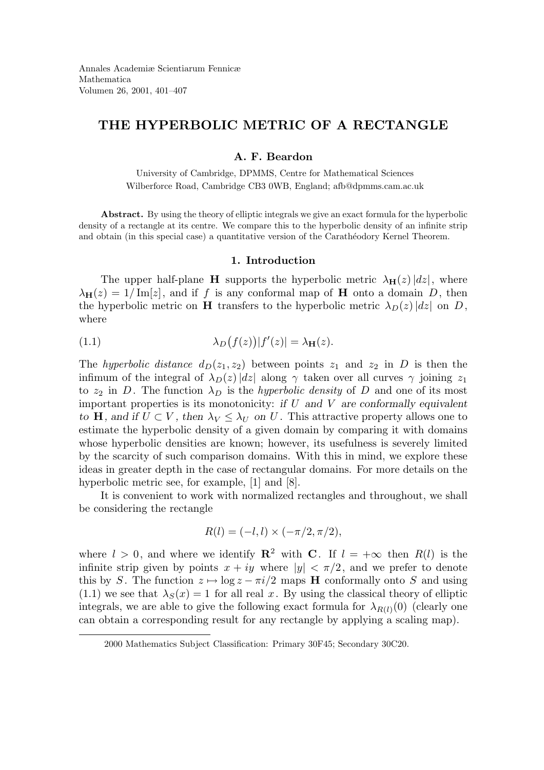Annales Academiæ Scientiarum Fennicæ
Mathematica
Volumen 26, 2001, 401–407

# THE HYPERBOLIC METRIC OF A RECTANGLE

**A. F. Beardon**

University of Cambridge, DPMMS, Centre for Mathematical Sciences
Wilberforce Road, Cambridge CB3 0WB, England; afb@dpmms.cam.ac.uk

**Abstract.** By using the theory of elliptic integrals we give an exact formula for the hyperbolic density of a rectangle at its centre. We compare this to the hyperbolic density of an infinite strip and obtain (in this special case) a quantitative version of the Carathéodory Kernel Theorem.

## 1. Introduction

The upper half-plane $\mathbf{H}$ supports the hyperbolic metric $\lambda_{\mathbf{H}}(z)\,|dz|$, where $\lambda_{\mathbf{H}}(z) = 1/\operatorname{Im}[z]$, and if $f$ is any conformal map of $\mathbf{H}$ onto a domain $D$, then the hyperbolic metric on $\mathbf{H}$ transfers to the hyperbolic metric $\lambda_D(z)\,|dz|$ on $D$, where

$$\lambda_D\big(f(z)\big)|f'(z)| = \lambda_{\mathbf{H}}(z). \tag{1.1}$$

The *hyperbolic distance* $d_D(z_1, z_2)$ between points $z_1$ and $z_2$ in $D$ is then the infimum of the integral of $\lambda_D(z)\,|dz|$ along $\gamma$ taken over all curves $\gamma$ joining $z_1$ to $z_2$ in $D$. The function $\lambda_D$ is the *hyperbolic density* of $D$ and one of its most important properties is its monotonicity: *if $U$ and $V$ are conformally equivalent to $\mathbf{H}$, and if $U \subset V$, then $\lambda_V \leq \lambda_U$ on $U$.* This attractive property allows one to estimate the hyperbolic density of a given domain by comparing it with domains whose hyperbolic densities are known; however, its usefulness is severely limited by the scarcity of such comparison domains. With this in mind, we explore these ideas in greater depth in the case of rectangular domains. For more details on the hyperbolic metric see, for example, [1] and [8].

It is convenient to work with normalized rectangles and throughout, we shall be considering the rectangle

$$R(l) = (-l, l) \times (-\pi/2, \pi/2),$$

where $l > 0$, and where we identify $\mathbf{R}^2$ with $\mathbf{C}$. If $l = +\infty$ then $R(l)$ is the infinite strip given by points $x + iy$ where $|y| < \pi/2$, and we prefer to denote this by $S$. The function $z \mapsto \log z - \pi i/2$ maps $\mathbf{H}$ conformally onto $S$ and using (1.1) we see that $\lambda_S(x) = 1$ for all real $x$. By using the classical theory of elliptic integrals, we are able to give the following exact formula for $\lambda_{R(l)}(0)$ (clearly one can obtain a corresponding result for any rectangle by applying a scaling map).

2000 Mathematics Subject Classification: Primary 30F45; Secondary 30C20.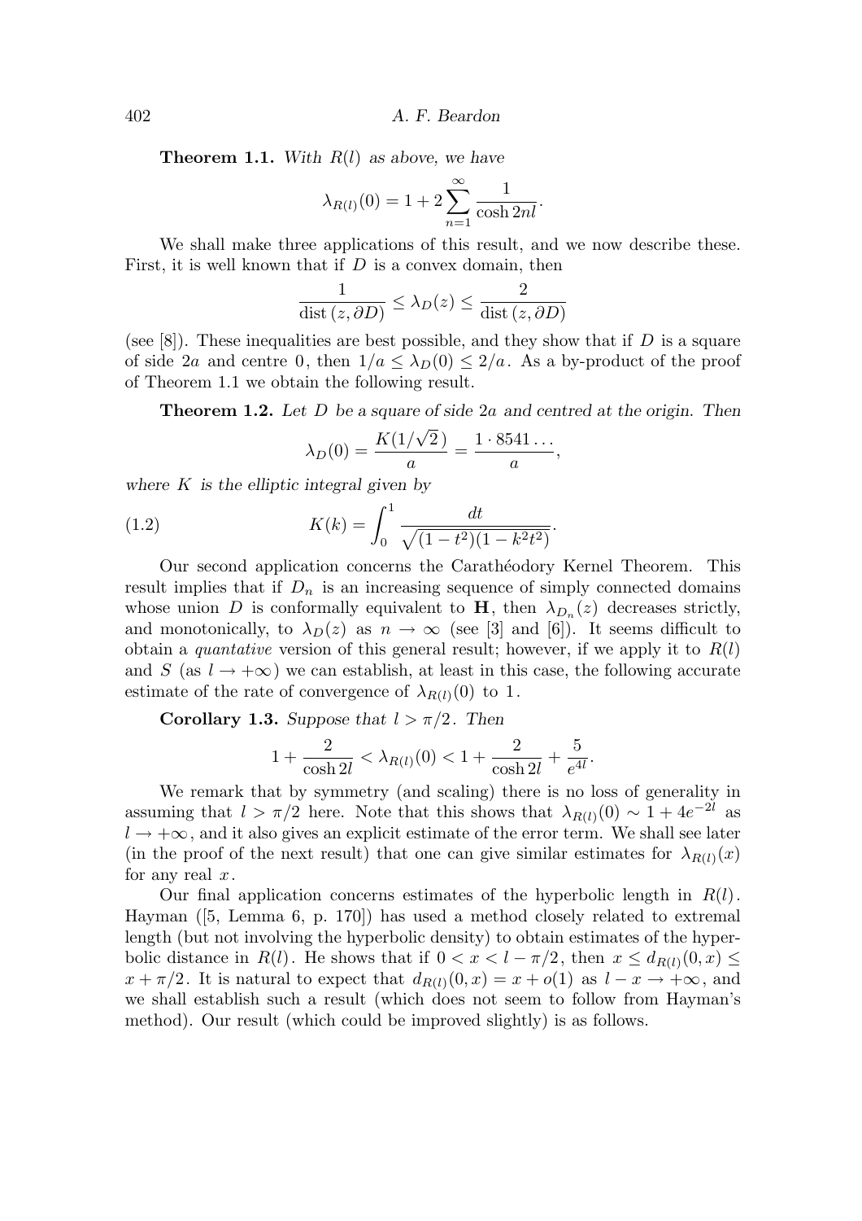**Theorem 1.1.** *With $R(l)$ as above, we have*

$$\lambda_{R(l)}(0) = 1 + 2\sum_{n=1}^{\infty} \frac{1}{\cosh 2nl}.$$

We shall make three applications of this result, and we now describe these. First, it is well known that if $D$ is a convex domain, then

$$\frac{1}{\operatorname{dist}(z, \partial D)} \leq \lambda_D(z) \leq \frac{2}{\operatorname{dist}(z, \partial D)}$$

(see [8]). These inequalities are best possible, and they show that if $D$ is a square of side $2a$ and centre $0$, then $1/a \leq \lambda_D(0) \leq 2/a$. As a by-product of the proof of Theorem 1.1 we obtain the following result.

**Theorem 1.2.** *Let $D$ be a square of side $2a$ and centred at the origin. Then*

$$\lambda_D(0) = \frac{K(1/\sqrt{2}\,)}{a} = \frac{1 \cdot 8541\ldots}{a},$$

*where $K$ is the elliptic integral given by*

$$K(k) = \int_0^1 \frac{dt}{\sqrt{(1-t^2)(1-k^2t^2)}}. \tag{1.2}$$

Our second application concerns the Carathéodory Kernel Theorem. This result implies that if $D_n$ is an increasing sequence of simply connected domains whose union $D$ is conformally equivalent to $\mathbf{H}$, then $\lambda_{D_n}(z)$ decreases strictly, and monotonically, to $\lambda_D(z)$ as $n \to \infty$ (see [3] and [6]). It seems difficult to obtain a *quantative* version of this general result; however, if we apply it to $R(l)$ and $S$ (as $l \to +\infty$) we can establish, at least in this case, the following accurate estimate of the rate of convergence of $\lambda_{R(l)}(0)$ to $1$.

**Corollary 1.3.** *Suppose that $l > \pi/2$. Then*

$$1 + \frac{2}{\cosh 2l} < \lambda_{R(l)}(0) < 1 + \frac{2}{\cosh 2l} + \frac{5}{e^{4l}}.$$

We remark that by symmetry (and scaling) there is no loss of generality in assuming that $l > \pi/2$ here. Note that this shows that $\lambda_{R(l)}(0) \sim 1 + 4e^{-2l}$ as $l \to +\infty$, and it also gives an explicit estimate of the error term. We shall see later (in the proof of the next result) that one can give similar estimates for $\lambda_{R(l)}(x)$ for any real $x$.

Our final application concerns estimates of the hyperbolic length in $R(l)$. Hayman ([5, Lemma 6, p. 170]) has used a method closely related to extremal length (but not involving the hyperbolic density) to obtain estimates of the hyperbolic distance in $R(l)$. He shows that if $0 < x < l - \pi/2$, then $x \leq d_{R(l)}(0, x) \leq x + \pi/2$. It is natural to expect that $d_{R(l)}(0, x) = x + o(1)$ as $l - x \to +\infty$, and we shall establish such a result (which does not seem to follow from Hayman's method). Our result (which could be improved slightly) is as follows.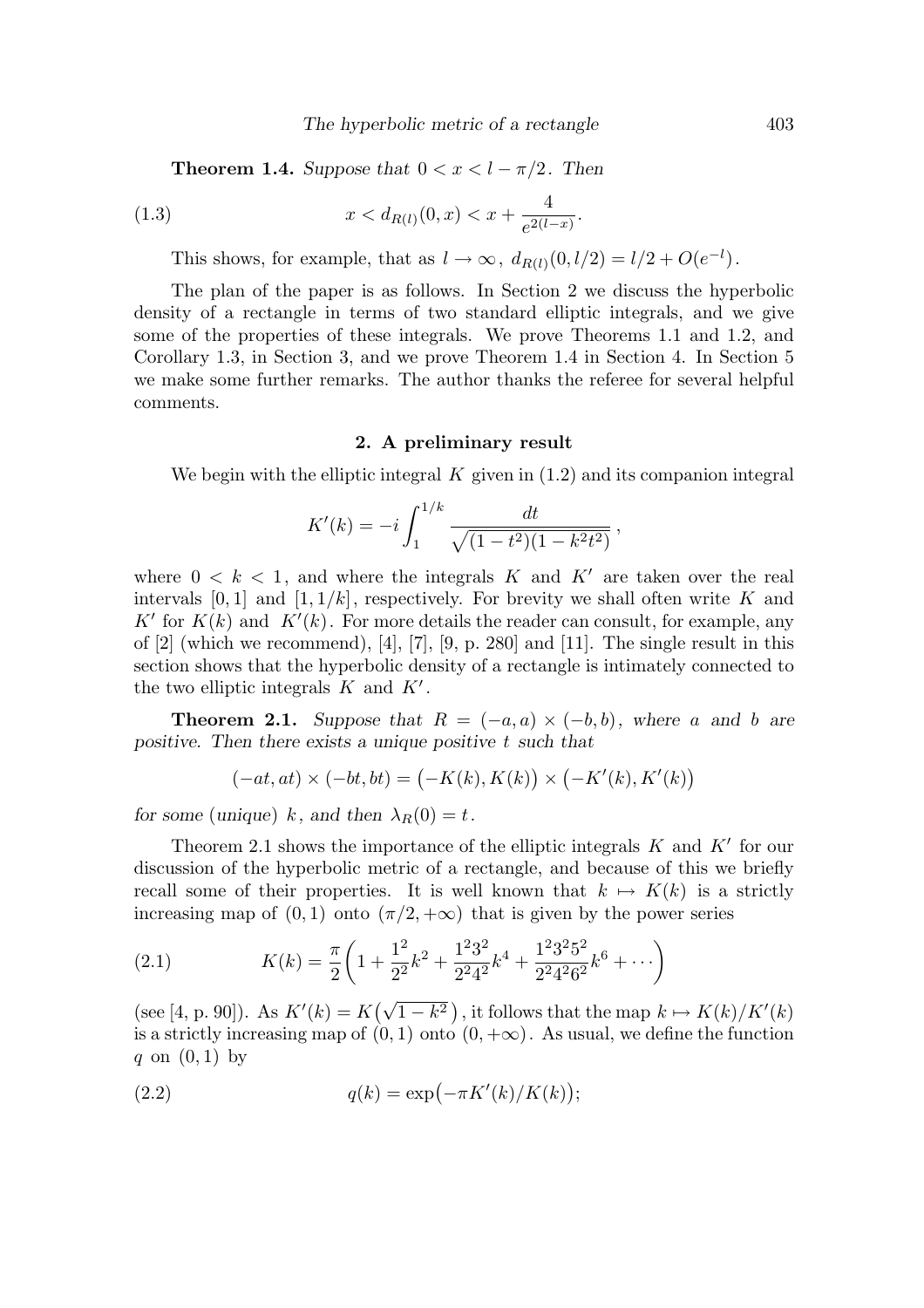**Theorem 1.4.** *Suppose that $0 < x < l - \pi/2$. Then*

$$x < d_{R(l)}(0,x) < x + \frac{4}{e^{2(l-x)}}. \tag{1.3}$$

This shows, for example, that as $l \to \infty$, $d_{R(l)}(0, l/2) = l/2 + O(e^{-l})$.

The plan of the paper is as follows. In Section 2 we discuss the hyperbolic density of a rectangle in terms of two standard elliptic integrals, and we give some of the properties of these integrals. We prove Theorems 1.1 and 1.2, and Corollary 1.3, in Section 3, and we prove Theorem 1.4 in Section 4. In Section 5 we make some further remarks. The author thanks the referee for several helpful comments.

## 2. A preliminary result

We begin with the elliptic integral $K$ given in (1.2) and its companion integral

$$K'(k) = -i \int_1^{1/k} \frac{dt}{\sqrt{(1-t^2)(1-k^2t^2)}},$$

where $0 < k < 1$, and where the integrals $K$ and $K'$ are taken over the real intervals $[0,1]$ and $[1, 1/k]$, respectively. For brevity we shall often write $K$ and $K'$ for $K(k)$ and $K'(k)$. For more details the reader can consult, for example, any of [2] (which we recommend), [4], [7], [9, p. 280] and [11]. The single result in this section shows that the hyperbolic density of a rectangle is intimately connected to the two elliptic integrals $K$ and $K'$.

**Theorem 2.1.** *Suppose that $R = (-a,a) \times (-b,b)$, where $a$ and $b$ are positive. Then there exists a unique positive $t$ such that*

$$(-at, at) \times (-bt, bt) = \big(-K(k), K(k)\big) \times \big(-K'(k), K'(k)\big)$$

*for some (unique) $k$, and then $\lambda_R(0) = t$.*

Theorem 2.1 shows the importance of the elliptic integrals $K$ and $K'$ for our discussion of the hyperbolic metric of a rectangle, and because of this we briefly recall some of their properties. It is well known that $k \mapsto K(k)$ is a strictly increasing map of $(0,1)$ onto $(\pi/2, +\infty)$ that is given by the power series

$$K(k) = \frac{\pi}{2}\left(1 + \frac{1^2}{2^2}k^2 + \frac{1^2 3^2}{2^2 4^2}k^4 + \frac{1^2 3^2 5^2}{2^2 4^2 6^2}k^6 + \cdots\right) \tag{2.1}$$

(see [4, p. 90]). As $K'(k) = K\big(\sqrt{1-k^2}\,\big)$, it follows that the map $k \mapsto K(k)/K'(k)$ is a strictly increasing map of $(0,1)$ onto $(0, +\infty)$. As usual, we define the function $q$ on $(0,1)$ by

$$q(k) = \exp\big(-\pi K'(k)/K(k)\big); \tag{2.2}$$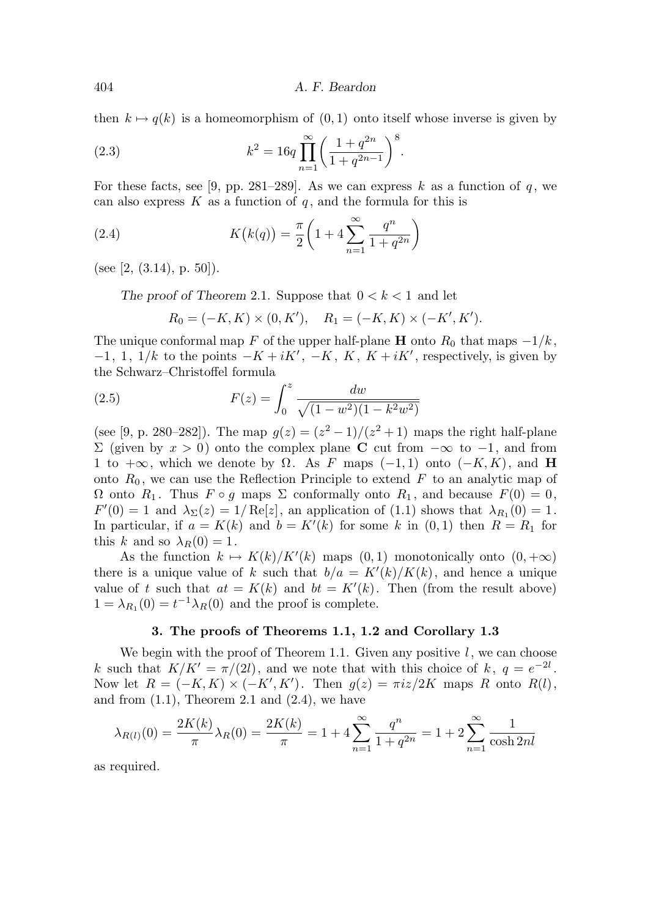then $k \mapsto q(k)$ is a homeomorphism of $(0,1)$ onto itself whose inverse is given by

$$k^2 = 16q \prod_{n=1}^{\infty} \left( \frac{1+q^{2n}}{1+q^{2n-1}} \right)^8. \tag{2.3}$$

For these facts, see [9, pp. 281–289]. As we can express $k$ as a function of $q$, we can also express $K$ as a function of $q$, and the formula for this is

$$K\big(k(q)\big) = \frac{\pi}{2}\left(1 + 4\sum_{n=1}^{\infty} \frac{q^n}{1+q^{2n}}\right) \tag{2.4}$$

(see [2, (3.14), p. 50]).

*The proof of Theorem* 2.1. Suppose that $0 < k < 1$ and let

$$R_0 = (-K, K) \times (0, K'), \quad R_1 = (-K, K) \times (-K', K').$$

The unique conformal map $F$ of the upper half-plane $\mathbf{H}$ onto $R_0$ that maps $-1/k$, $-1$, $1$, $1/k$ to the points $-K + iK'$, $-K$, $K$, $K + iK'$, respectively, is given by the Schwarz–Christoffel formula

$$F(z) = \int_0^z \frac{dw}{\sqrt{(1-w^2)(1-k^2w^2)}} \tag{2.5}$$

(see [9, p. 280–282]). The map $g(z) = (z^2-1)/(z^2+1)$ maps the right half-plane $\Sigma$ (given by $x > 0$) onto the complex plane $\mathbf{C}$ cut from $-\infty$ to $-1$, and from $1$ to $+\infty$, which we denote by $\Omega$. As $F$ maps $(-1,1)$ onto $(-K,K)$, and $\mathbf{H}$ onto $R_0$, we can use the Reflection Principle to extend $F$ to an analytic map of $\Omega$ onto $R_1$. Thus $F \circ g$ maps $\Sigma$ conformally onto $R_1$, and because $F(0) = 0$, $F'(0) = 1$ and $\lambda_\Sigma(z) = 1/\operatorname{Re}[z]$, an application of (1.1) shows that $\lambda_{R_1}(0) = 1$. In particular, if $a = K(k)$ and $b = K'(k)$ for some $k$ in $(0,1)$ then $R = R_1$ for this $k$ and so $\lambda_R(0) = 1$.

As the function $k \mapsto K(k)/K'(k)$ maps $(0,1)$ monotonically onto $(0, +\infty)$ there is a unique value of $k$ such that $b/a = K'(k)/K(k)$, and hence a unique value of $t$ such that $at = K(k)$ and $bt = K'(k)$. Then (from the result above) $1 = \lambda_{R_1}(0) = t^{-1}\lambda_R(0)$ and the proof is complete.

## 3. The proofs of Theorems 1.1, 1.2 and Corollary 1.3

We begin with the proof of Theorem 1.1. Given any positive $l$, we can choose $k$ such that $K/K' = \pi/(2l)$, and we note that with this choice of $k$, $q = e^{-2l}$. Now let $R = (-K, K) \times (-K', K')$. Then $g(z) = \pi i z/2K$ maps $R$ onto $R(l)$, and from (1.1), Theorem 2.1 and (2.4), we have

$$\lambda_{R(l)}(0) = \frac{2K(k)}{\pi}\lambda_R(0) = \frac{2K(k)}{\pi} = 1 + 4\sum_{n=1}^{\infty} \frac{q^n}{1+q^{2n}} = 1 + 2\sum_{n=1}^{\infty} \frac{1}{\cosh 2nl}$$

as required.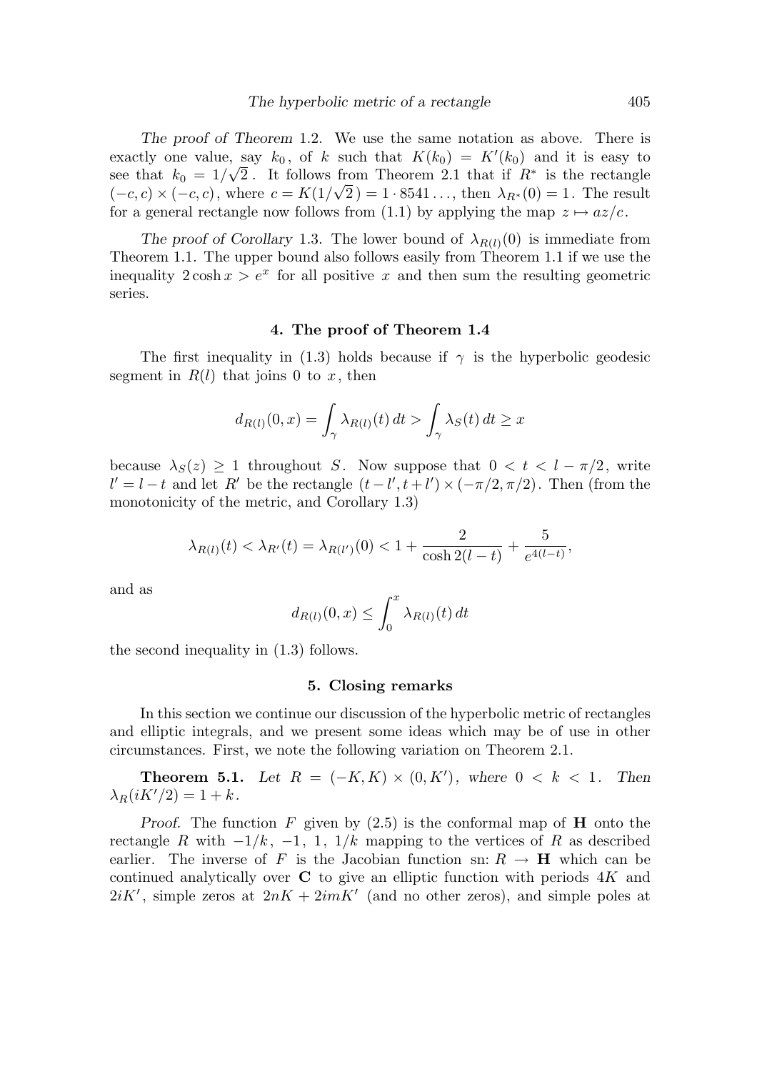*The proof of Theorem* 1.2. We use the same notation as above. There is exactly one value, say $k_0$, of $k$ such that $K(k_0) = K'(k_0)$ and it is easy to see that $k_0 = 1/\sqrt{2}$. It follows from Theorem 2.1 that if $R^*$ is the rectangle $(-c, c) \times (-c, c)$, where $c = K(1/\sqrt{2}) = 1 \cdot 8541\ldots$, then $\lambda_{R^*}(0) = 1$. The result for a general rectangle now follows from (1.1) by applying the map $z \mapsto az/c$.

*The proof of Corollary* 1.3. The lower bound of $\lambda_{R(l)}(0)$ is immediate from Theorem 1.1. The upper bound also follows easily from Theorem 1.1 if we use the inequality $2\cosh x > e^x$ for all positive $x$ and then sum the resulting geometric series.

## 4. The proof of Theorem 1.4

The first inequality in (1.3) holds because if $\gamma$ is the hyperbolic geodesic segment in $R(l)$ that joins 0 to $x$, then

$$d_{R(l)}(0, x) = \int_\gamma \lambda_{R(l)}(t)\, dt > \int_\gamma \lambda_S(t)\, dt \geq x$$

because $\lambda_S(z) \geq 1$ throughout $S$. Now suppose that $0 < t < l - \pi/2$, write $l' = l - t$ and let $R'$ be the rectangle $(t - l', t + l') \times (-\pi/2, \pi/2)$. Then (from the monotonicity of the metric, and Corollary 1.3)

$$\lambda_{R(l)}(t) < \lambda_{R'}(t) = \lambda_{R(l')}(0) < 1 + \frac{2}{\cosh 2(l-t)} + \frac{5}{e^{4(l-t)}},$$

and as

$$d_{R(l)}(0, x) \leq \int_0^x \lambda_{R(l)}(t)\, dt$$

the second inequality in (1.3) follows.

## 5. Closing remarks

In this section we continue our discussion of the hyperbolic metric of rectangles and elliptic integrals, and we present some ideas which may be of use in other circumstances. First, we note the following variation on Theorem 2.1.

**Theorem 5.1.** *Let $R = (-K, K) \times (0, K')$, where $0 < k < 1$. Then $\lambda_R(iK'/2) = 1 + k$.*

*Proof.* The function $F$ given by (2.5) is the conformal map of $\mathbf{H}$ onto the rectangle $R$ with $-1/k$, $-1$, $1$, $1/k$ mapping to the vertices of $R$ as described earlier. The inverse of $F$ is the Jacobian function sn: $R \to \mathbf{H}$ which can be continued analytically over $\mathbf{C}$ to give an elliptic function with periods $4K$ and $2iK'$, simple zeros at $2nK + 2imK'$ (and no other zeros), and simple poles at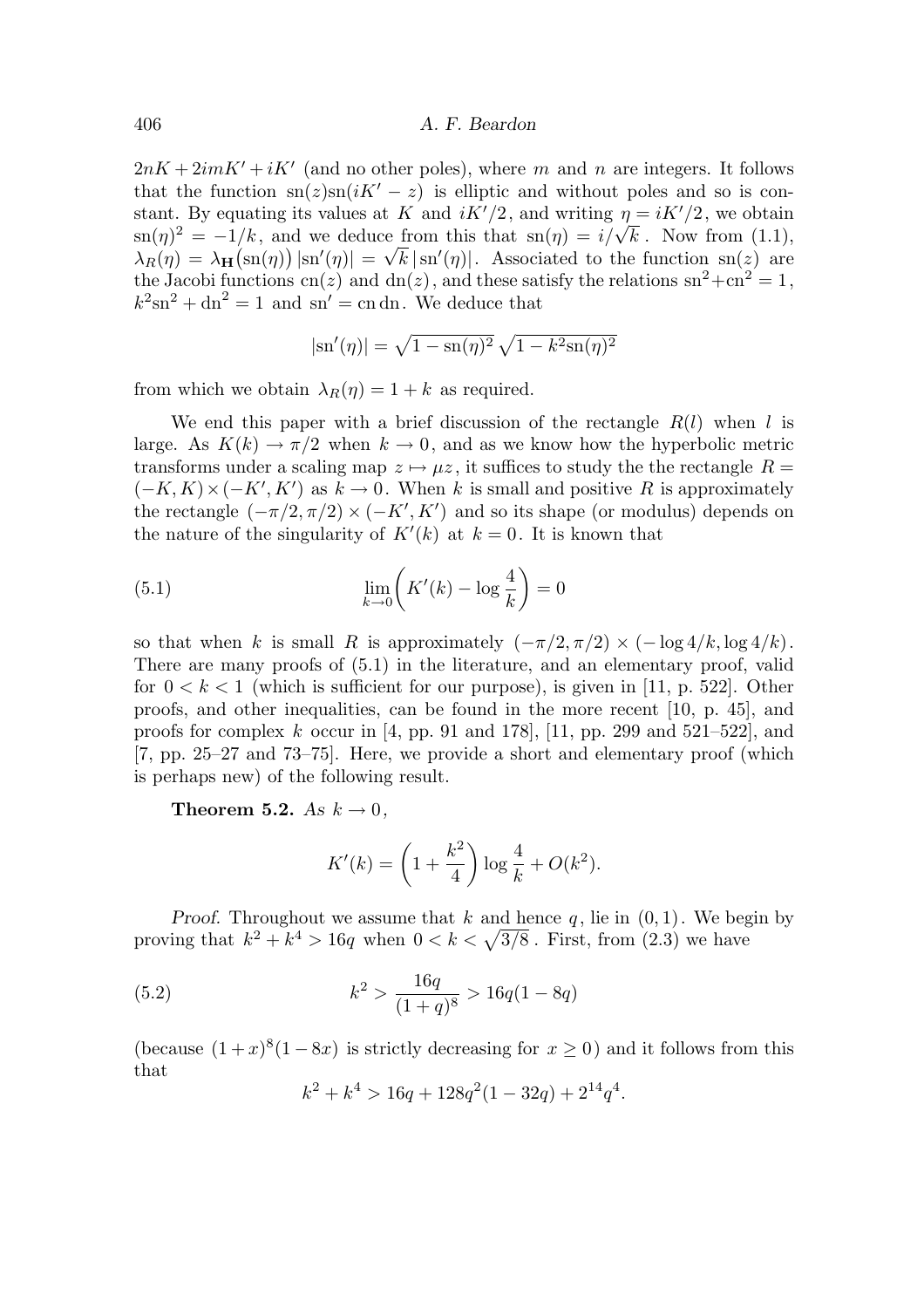$2nK + 2imK' + iK'$ (and no other poles), where $m$ and $n$ are integers. It follows that the function $\mathrm{sn}(z)\mathrm{sn}(iK' - z)$ is elliptic and without poles and so is constant. By equating its values at $K$ and $iK'/2$, and writing $\eta = iK'/2$, we obtain $\mathrm{sn}(\eta)^2 = -1/k$, and we deduce from this that $\mathrm{sn}(\eta) = i/\sqrt{k}$. Now from (1.1), $\lambda_R(\eta) = \lambda_{\mathbf{H}}\big(\mathrm{sn}(\eta)\big)\,|\mathrm{sn}'(\eta)| = \sqrt{k}\,|\mathrm{sn}'(\eta)|$. Associated to the function $\mathrm{sn}(z)$ are the Jacobi functions $\mathrm{cn}(z)$ and $\mathrm{dn}(z)$, and these satisfy the relations $\mathrm{sn}^2 + \mathrm{cn}^2 = 1$, $k^2\mathrm{sn}^2 + \mathrm{dn}^2 = 1$ and $\mathrm{sn}' = \mathrm{cn}\,\mathrm{dn}$. We deduce that

$$|\mathrm{sn}'(\eta)| = \sqrt{1 - \mathrm{sn}(\eta)^2}\,\sqrt{1 - k^2\mathrm{sn}(\eta)^2}$$

from which we obtain $\lambda_R(\eta) = 1 + k$ as required.

We end this paper with a brief discussion of the rectangle $R(l)$ when $l$ is large. As $K(k) \to \pi/2$ when $k \to 0$, and as we know how the hyperbolic metric transforms under a scaling map $z \mapsto \mu z$, it suffices to study the the rectangle $R = (-K, K) \times (-K', K')$ as $k \to 0$. When $k$ is small and positive $R$ is approximately the rectangle $(-\pi/2, \pi/2) \times (-K', K')$ and so its shape (or modulus) depends on the nature of the singularity of $K'(k)$ at $k = 0$. It is known that

$$\lim_{k \to 0}\left(K'(k) - \log\frac{4}{k}\right) = 0 \tag{5.1}$$

so that when $k$ is small $R$ is approximately $(-\pi/2, \pi/2) \times (-\log 4/k, \log 4/k)$. There are many proofs of (5.1) in the literature, and an elementary proof, valid for $0 < k < 1$ (which is sufficient for our purpose), is given in [11, p. 522]. Other proofs, and other inequalities, can be found in the more recent [10, p. 45], and proofs for complex $k$ occur in [4, pp. 91 and 178], [11, pp. 299 and 521–522], and [7, pp. 25–27 and 73–75]. Here, we provide a short and elementary proof (which is perhaps new) of the following result.

**Theorem 5.2.** *As $k \to 0$,*

$$K'(k) = \left(1 + \frac{k^2}{4}\right)\log\frac{4}{k} + O(k^2).$$

*Proof.* Throughout we assume that $k$ and hence $q$, lie in $(0,1)$. We begin by proving that $k^2 + k^4 > 16q$ when $0 < k < \sqrt{3/8}$. First, from (2.3) we have

$$k^2 > \frac{16q}{(1+q)^8} > 16q(1 - 8q) \tag{5.2}$$

(because $(1+x)^8(1-8x)$ is strictly decreasing for $x \geq 0$) and it follows from this that

$$k^2 + k^4 > 16q + 128q^2(1 - 32q) + 2^{14}q^4.$$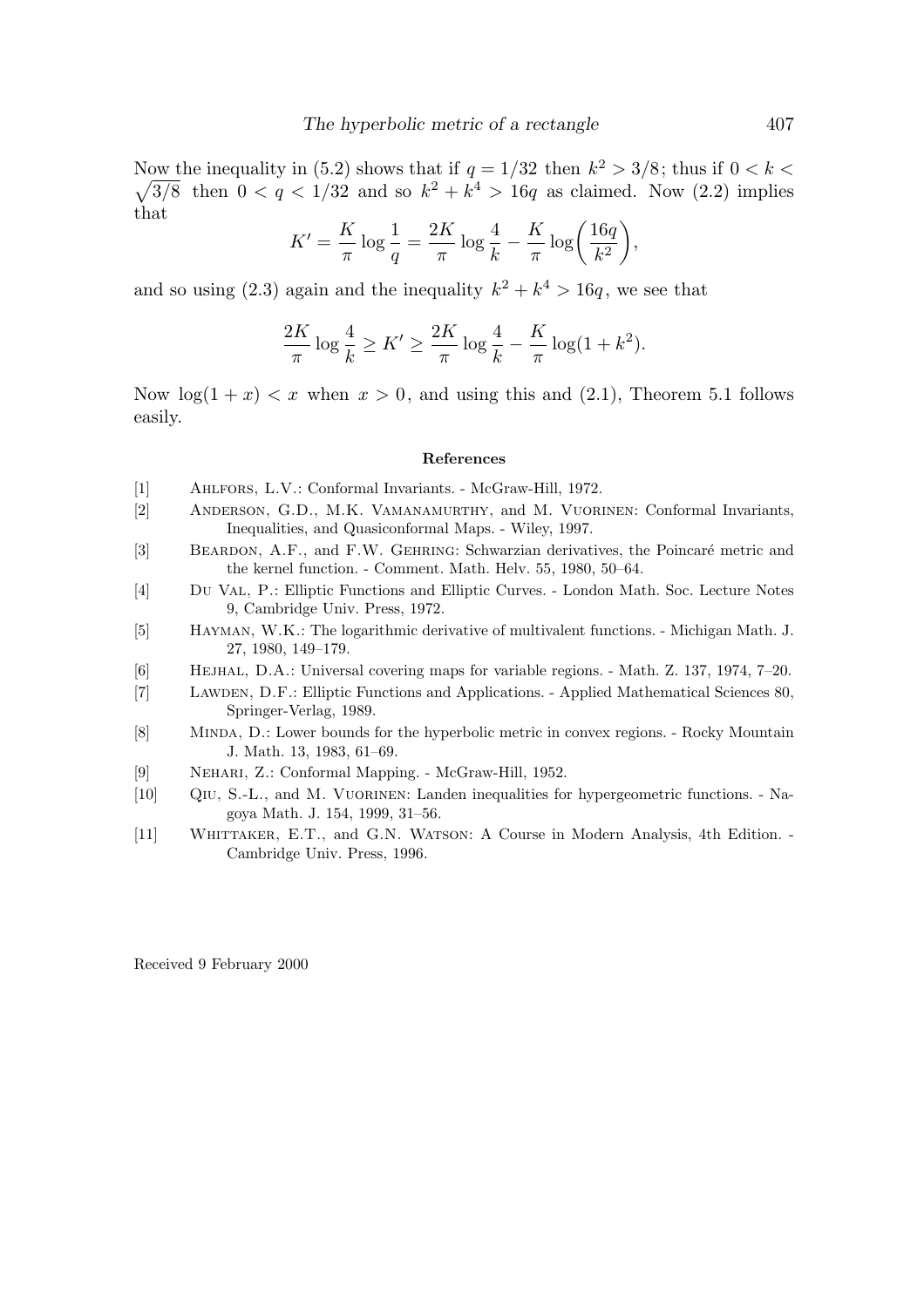Now the inequality in (5.2) shows that if $q = 1/32$ then $k^2 > 3/8$; thus if $0 < k < \sqrt{3/8}$ then $0 < q < 1/32$ and so $k^2 + k^4 > 16q$ as claimed. Now (2.2) implies that

$$K' = \frac{K}{\pi} \log \frac{1}{q} = \frac{2K}{\pi} \log \frac{4}{k} - \frac{K}{\pi} \log\left(\frac{16q}{k^2}\right),$$

and so using (2.3) again and the inequality $k^2 + k^4 > 16q$, we see that

$$\frac{2K}{\pi} \log \frac{4}{k} \geq K' \geq \frac{2K}{\pi} \log \frac{4}{k} - \frac{K}{\pi} \log(1 + k^2).$$

Now $\log(1 + x) < x$ when $x > 0$, and using this and (2.1), Theorem 5.1 follows easily.

## References

[1] Ahlfors, L.V.: Conformal Invariants. - McGraw-Hill, 1972.

[2] Anderson, G.D., M.K. Vamanamurthy, and M. Vuorinen: Conformal Invariants, Inequalities, and Quasiconformal Maps. - Wiley, 1997.

[3] Beardon, A.F., and F.W. Gehring: Schwarzian derivatives, the Poincaré metric and the kernel function. - Comment. Math. Helv. 55, 1980, 50–64.

[4] Du Val, P.: Elliptic Functions and Elliptic Curves. - London Math. Soc. Lecture Notes 9, Cambridge Univ. Press, 1972.

[5] Hayman, W.K.: The logarithmic derivative of multivalent functions. - Michigan Math. J. 27, 1980, 149–179.

[6] Hejhal, D.A.: Universal covering maps for variable regions. - Math. Z. 137, 1974, 7–20.

[7] Lawden, D.F.: Elliptic Functions and Applications. - Applied Mathematical Sciences 80, Springer-Verlag, 1989.

[8] Minda, D.: Lower bounds for the hyperbolic metric in convex regions. - Rocky Mountain J. Math. 13, 1983, 61–69.

[9] Nehari, Z.: Conformal Mapping. - McGraw-Hill, 1952.

[10] Qiu, S.-L., and M. Vuorinen: Landen inequalities for hypergeometric functions. - Nagoya Math. J. 154, 1999, 31–56.

[11] Whittaker, E.T., and G.N. Watson: A Course in Modern Analysis, 4th Edition. - Cambridge Univ. Press, 1996.

Received 9 February 2000